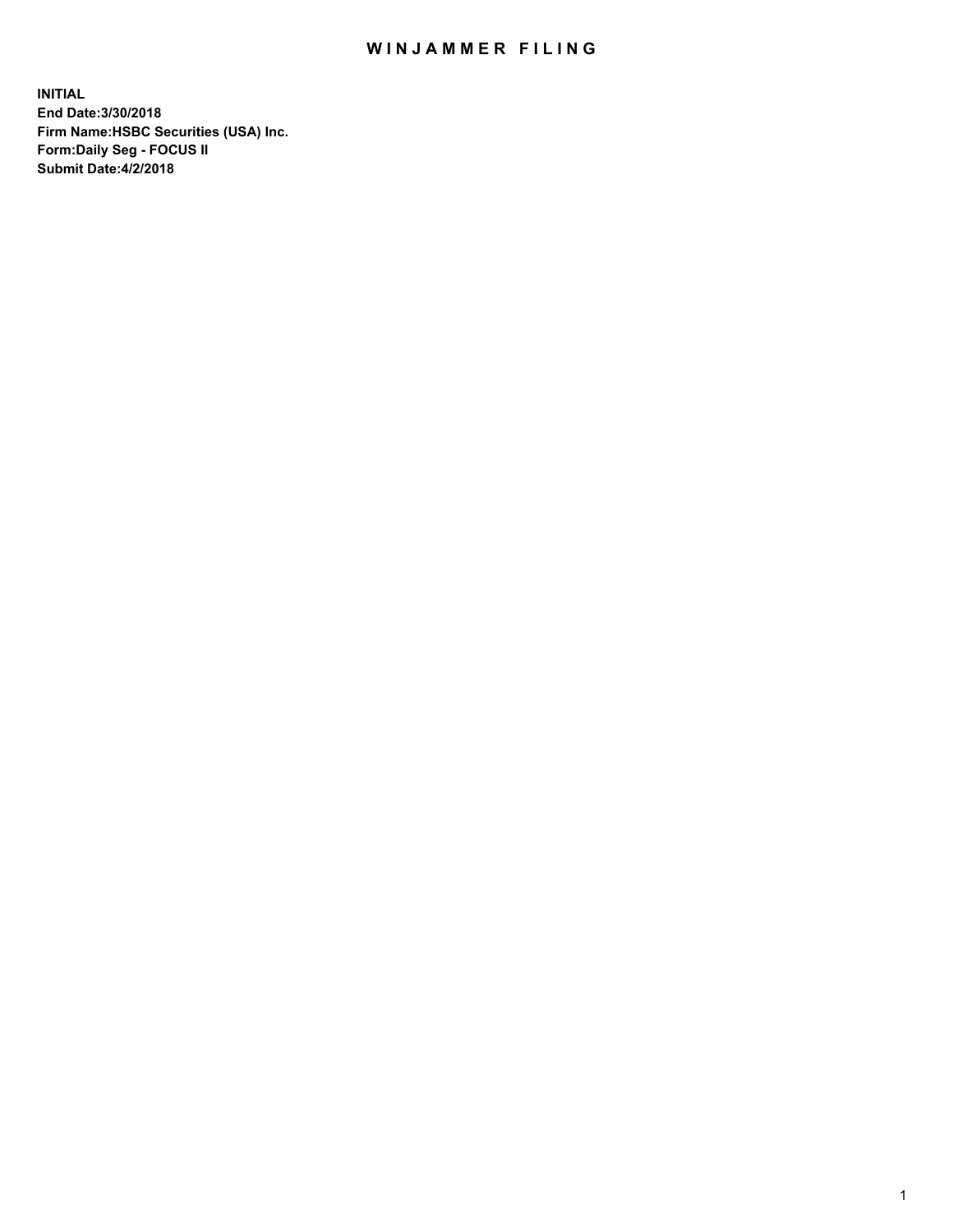# WINJAMMER FILING

**INITIAL**
**End Date:3/30/2018**
**Firm Name:HSBC Securities (USA) Inc.**
**Form:Daily Seg - FOCUS II**
**Submit Date:4/2/2018**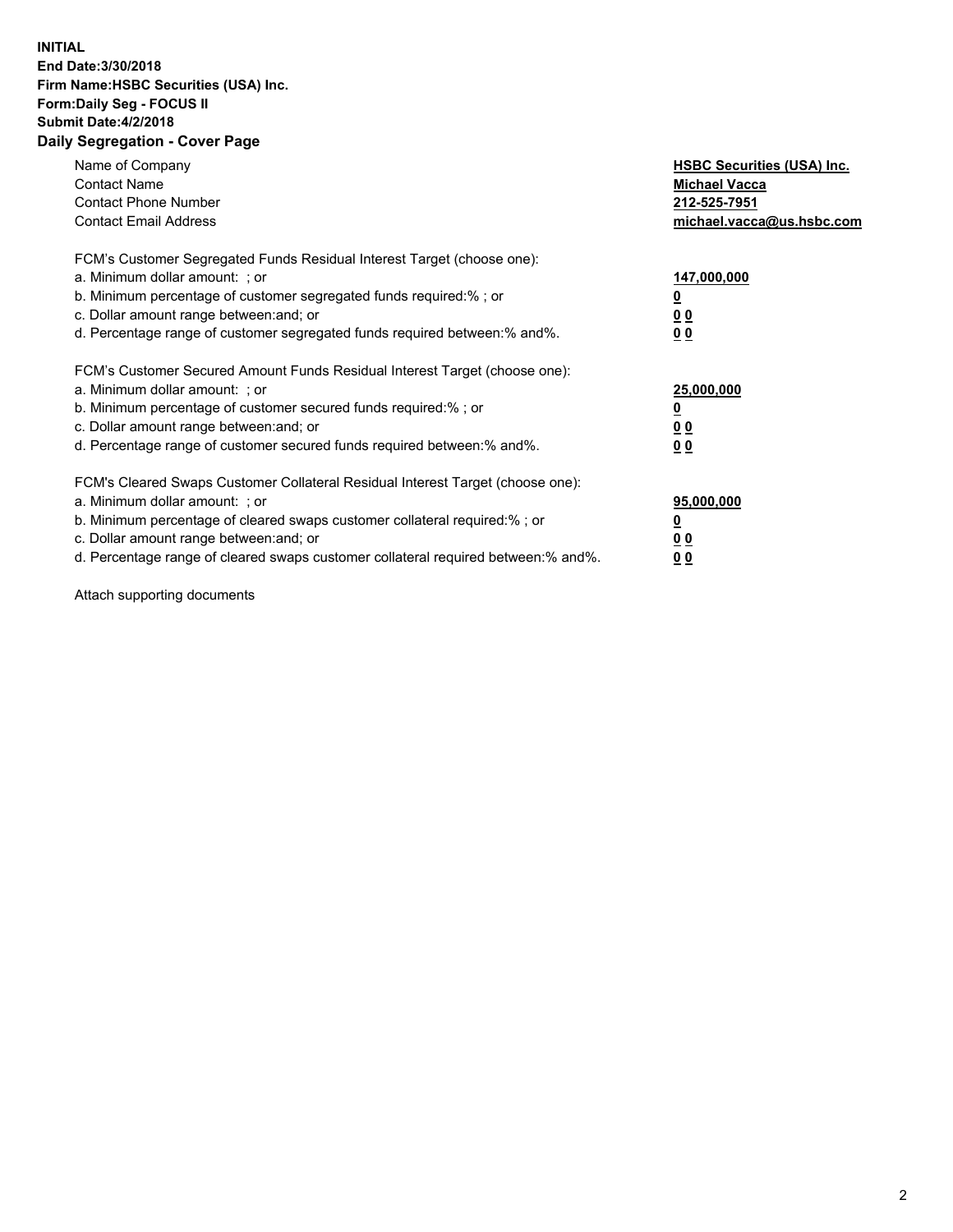**INITIAL**
**End Date:3/30/2018**
**Firm Name:HSBC Securities (USA) Inc.**
**Form:Daily Seg - FOCUS II**
**Submit Date:4/2/2018**

## Daily Segregation - Cover Page

| | |
|---|---|
| Name of Company | **HSBC Securities (USA) Inc.** |
| Contact Name | **Michael Vacca** |
| Contact Phone Number | **212-525-7951** |
| Contact Email Address | **michael.vacca@us.hsbc.com** |

| | |
|---|---|
| FCM's Customer Segregated Funds Residual Interest Target (choose one): | |
| a. Minimum dollar amount: ; or | **147,000,000** |
| b. Minimum percentage of customer segregated funds required:% ; or | **0** |
| c. Dollar amount range between:and; or | **0 0** |
| d. Percentage range of customer segregated funds required between:% and%. | **0 0** |
| FCM's Customer Secured Amount Funds Residual Interest Target (choose one): | |
| a. Minimum dollar amount: ; or | **25,000,000** |
| b. Minimum percentage of customer secured funds required:% ; or | **0** |
| c. Dollar amount range between:and; or | **0 0** |
| d. Percentage range of customer secured funds required between:% and%. | **0 0** |
| FCM's Cleared Swaps Customer Collateral Residual Interest Target (choose one): | |
| a. Minimum dollar amount: ; or | **95,000,000** |
| b. Minimum percentage of cleared swaps customer collateral required:% ; or | **0** |
| c. Dollar amount range between:and; or | **0 0** |
| d. Percentage range of cleared swaps customer collateral required between:% and%. | **0 0** |

Attach supporting documents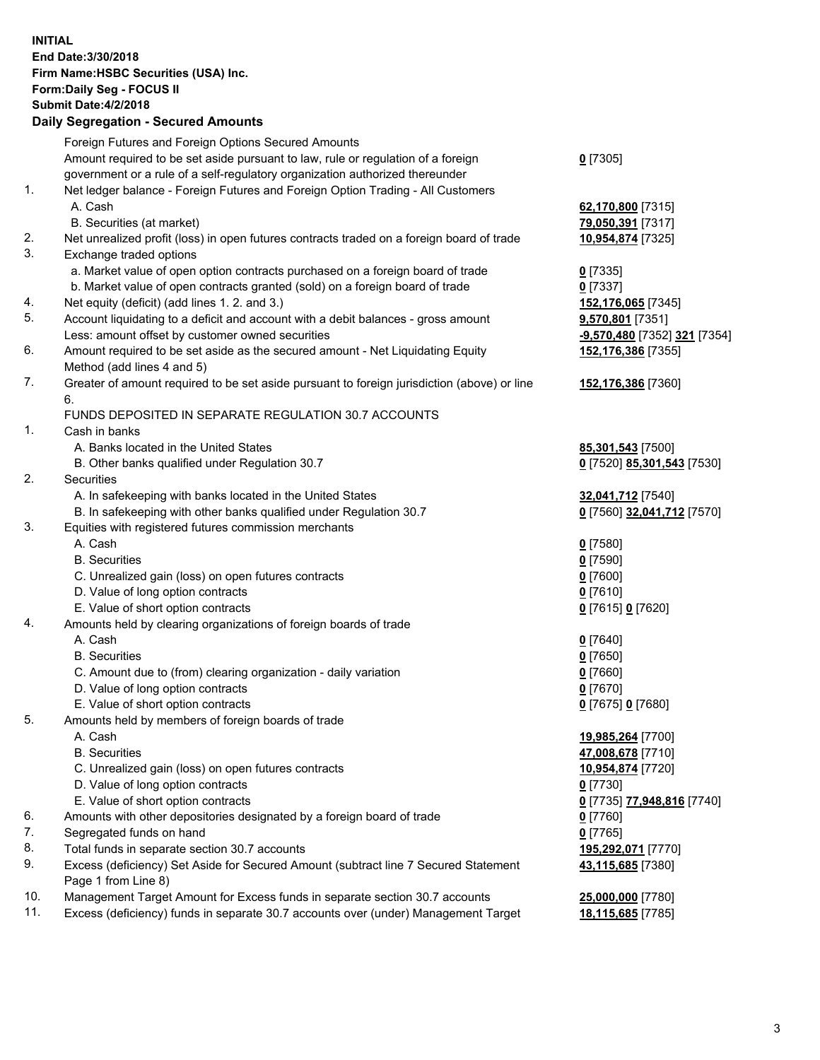**INITIAL**
**End Date:3/30/2018**
**Firm Name:HSBC Securities (USA) Inc.**
**Form:Daily Seg - FOCUS II**
**Submit Date:4/2/2018**

## Daily Segregation - Secured Amounts

| | | |
|---|---|---|
| | Foreign Futures and Foreign Options Secured Amounts | |
| | Amount required to be set aside pursuant to law, rule or regulation of a foreign government or a rule of a self-regulatory organization authorized thereunder | **0** [7305] |
| 1. | Net ledger balance - Foreign Futures and Foreign Option Trading - All Customers | |
| | A. Cash | **62,170,800** [7315] |
| | B. Securities (at market) | **79,050,391** [7317] |
| 2. | Net unrealized profit (loss) in open futures contracts traded on a foreign board of trade | **10,954,874** [7325] |
| 3. | Exchange traded options | |
| | a. Market value of open option contracts purchased on a foreign board of trade | **0** [7335] |
| | b. Market value of open contracts granted (sold) on a foreign board of trade | **0** [7337] |
| 4. | Net equity (deficit) (add lines 1. 2. and 3.) | **152,176,065** [7345] |
| 5. | Account liquidating to a deficit and account with a debit balances - gross amount | **9,570,801** [7351] |
| | Less: amount offset by customer owned securities | **-9,570,480** [7352] **321** [7354] |
| 6. | Amount required to be set aside as the secured amount - Net Liquidating Equity Method (add lines 4 and 5) | **152,176,386** [7355] |
| 7. | Greater of amount required to be set aside pursuant to foreign jurisdiction (above) or line 6. | **152,176,386** [7360] |
| | FUNDS DEPOSITED IN SEPARATE REGULATION 30.7 ACCOUNTS | |
| 1. | Cash in banks | |
| | A. Banks located in the United States | **85,301,543** [7500] |
| | B. Other banks qualified under Regulation 30.7 | **0** [7520] **85,301,543** [7530] |
| 2. | Securities | |
| | A. In safekeeping with banks located in the United States | **32,041,712** [7540] |
| | B. In safekeeping with other banks qualified under Regulation 30.7 | **0** [7560] **32,041,712** [7570] |
| 3. | Equities with registered futures commission merchants | |
| | A. Cash | **0** [7580] |
| | B. Securities | **0** [7590] |
| | C. Unrealized gain (loss) on open futures contracts | **0** [7600] |
| | D. Value of long option contracts | **0** [7610] |
| | E. Value of short option contracts | **0** [7615] **0** [7620] |
| 4. | Amounts held by clearing organizations of foreign boards of trade | |
| | A. Cash | **0** [7640] |
| | B. Securities | **0** [7650] |
| | C. Amount due to (from) clearing organization - daily variation | **0** [7660] |
| | D. Value of long option contracts | **0** [7670] |
| | E. Value of short option contracts | **0** [7675] **0** [7680] |
| 5. | Amounts held by members of foreign boards of trade | |
| | A. Cash | **19,985,264** [7700] |
| | B. Securities | **47,008,678** [7710] |
| | C. Unrealized gain (loss) on open futures contracts | **10,954,874** [7720] |
| | D. Value of long option contracts | **0** [7730] |
| | E. Value of short option contracts | **0** [7735] **77,948,816** [7740] |
| 6. | Amounts with other depositories designated by a foreign board of trade | **0** [7760] |
| 7. | Segregated funds on hand | **0** [7765] |
| 8. | Total funds in separate section 30.7 accounts | **195,292,071** [7770] |
| 9. | Excess (deficiency) Set Aside for Secured Amount (subtract line 7 Secured Statement Page 1 from Line 8) | **43,115,685** [7380] |
| 10. | Management Target Amount for Excess funds in separate section 30.7 accounts | **25,000,000** [7780] |
| 11. | Excess (deficiency) funds in separate 30.7 accounts over (under) Management Target | **18,115,685** [7785] |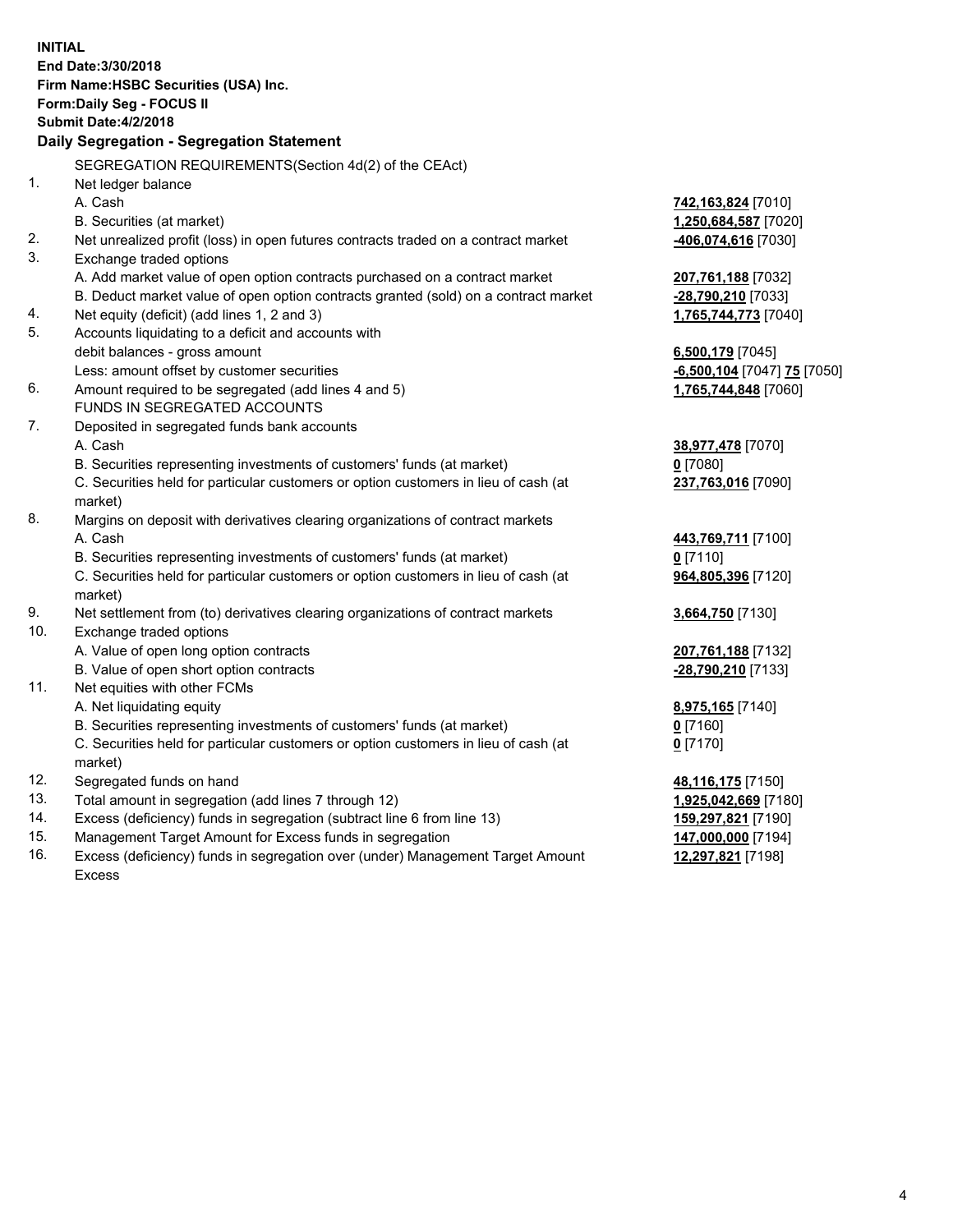**INITIAL**
**End Date:3/30/2018**
**Firm Name:HSBC Securities (USA) Inc.**
**Form:Daily Seg - FOCUS II**
**Submit Date:4/2/2018**

**Daily Segregation - Segregation Statement**

| | | |
|---|---|---|
| | SEGREGATION REQUIREMENTS(Section 4d(2) of the CEAct) | |
| 1. | Net ledger balance | |
| | A. Cash | **742,163,824** [7010] |
| | B. Securities (at market) | **1,250,684,587** [7020] |
| 2. | Net unrealized profit (loss) in open futures contracts traded on a contract market | **-406,074,616** [7030] |
| 3. | Exchange traded options | |
| | A. Add market value of open option contracts purchased on a contract market | **207,761,188** [7032] |
| | B. Deduct market value of open option contracts granted (sold) on a contract market | **-28,790,210** [7033] |
| 4. | Net equity (deficit) (add lines 1, 2 and 3) | **1,765,744,773** [7040] |
| 5. | Accounts liquidating to a deficit and accounts with | |
| | debit balances - gross amount | **6,500,179** [7045] |
| | Less: amount offset by customer securities | **-6,500,104** [7047] **75** [7050] |
| 6. | Amount required to be segregated (add lines 4 and 5) | **1,765,744,848** [7060] |
| | FUNDS IN SEGREGATED ACCOUNTS | |
| 7. | Deposited in segregated funds bank accounts | |
| | A. Cash | **38,977,478** [7070] |
| | B. Securities representing investments of customers' funds (at market) | **0** [7080] |
| | C. Securities held for particular customers or option customers in lieu of cash (at market) | **237,763,016** [7090] |
| 8. | Margins on deposit with derivatives clearing organizations of contract markets | |
| | A. Cash | **443,769,711** [7100] |
| | B. Securities representing investments of customers' funds (at market) | **0** [7110] |
| | C. Securities held for particular customers or option customers in lieu of cash (at market) | **964,805,396** [7120] |
| 9. | Net settlement from (to) derivatives clearing organizations of contract markets | **3,664,750** [7130] |
| 10. | Exchange traded options | |
| | A. Value of open long option contracts | **207,761,188** [7132] |
| | B. Value of open short option contracts | **-28,790,210** [7133] |
| 11. | Net equities with other FCMs | |
| | A. Net liquidating equity | **8,975,165** [7140] |
| | B. Securities representing investments of customers' funds (at market) | **0** [7160] |
| | C. Securities held for particular customers or option customers in lieu of cash (at market) | **0** [7170] |
| 12. | Segregated funds on hand | **48,116,175** [7150] |
| 13. | Total amount in segregation (add lines 7 through 12) | **1,925,042,669** [7180] |
| 14. | Excess (deficiency) funds in segregation (subtract line 6 from line 13) | **159,297,821** [7190] |
| 15. | Management Target Amount for Excess funds in segregation | **147,000,000** [7194] |
| 16. | Excess (deficiency) funds in segregation over (under) Management Target Amount Excess | **12,297,821** [7198] |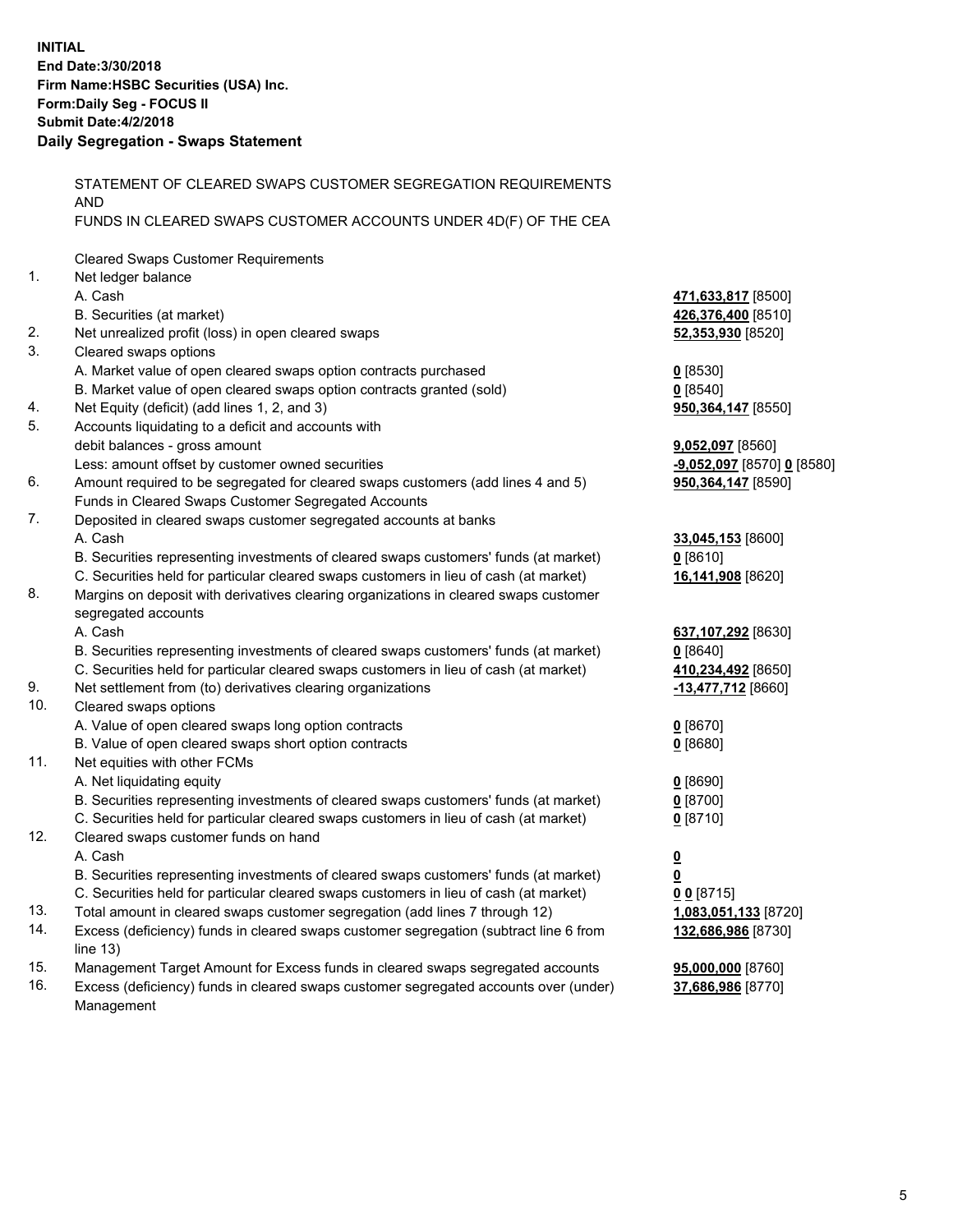**INITIAL**
**End Date:3/30/2018**
**Firm Name:HSBC Securities (USA) Inc.**
**Form:Daily Seg - FOCUS II**
**Submit Date:4/2/2018**
**Daily Segregation - Swaps Statement**

STATEMENT OF CLEARED SWAPS CUSTOMER SEGREGATION REQUIREMENTS AND FUNDS IN CLEARED SWAPS CUSTOMER ACCOUNTS UNDER 4D(F) OF THE CEA

| | | |
|---|---|---|
| | Cleared Swaps Customer Requirements | |
| 1. | Net ledger balance | |
| | A. Cash | **471,633,817** [8500] |
| | B. Securities (at market) | **426,376,400** [8510] |
| 2. | Net unrealized profit (loss) in open cleared swaps | **52,353,930** [8520] |
| 3. | Cleared swaps options | |
| | A. Market value of open cleared swaps option contracts purchased | **0** [8530] |
| | B. Market value of open cleared swaps option contracts granted (sold) | **0** [8540] |
| 4. | Net Equity (deficit) (add lines 1, 2, and 3) | **950,364,147** [8550] |
| 5. | Accounts liquidating to a deficit and accounts with debit balances - gross amount | **9,052,097** [8560] |
| | Less: amount offset by customer owned securities | **-9,052,097** [8570] **0** [8580] |
| 6. | Amount required to be segregated for cleared swaps customers (add lines 4 and 5) | **950,364,147** [8590] |
| | Funds in Cleared Swaps Customer Segregated Accounts | |
| 7. | Deposited in cleared swaps customer segregated accounts at banks | |
| | A. Cash | **33,045,153** [8600] |
| | B. Securities representing investments of cleared swaps customers' funds (at market) | **0** [8610] |
| | C. Securities held for particular cleared swaps customers in lieu of cash (at market) | **16,141,908** [8620] |
| 8. | Margins on deposit with derivatives clearing organizations in cleared swaps customer segregated accounts | |
| | A. Cash | **637,107,292** [8630] |
| | B. Securities representing investments of cleared swaps customers' funds (at market) | **0** [8640] |
| | C. Securities held for particular cleared swaps customers in lieu of cash (at market) | **410,234,492** [8650] |
| 9. | Net settlement from (to) derivatives clearing organizations | **-13,477,712** [8660] |
| 10. | Cleared swaps options | |
| | A. Value of open cleared swaps long option contracts | **0** [8670] |
| | B. Value of open cleared swaps short option contracts | **0** [8680] |
| 11. | Net equities with other FCMs | |
| | A. Net liquidating equity | **0** [8690] |
| | B. Securities representing investments of cleared swaps customers' funds (at market) | **0** [8700] |
| | C. Securities held for particular cleared swaps customers in lieu of cash (at market) | **0** [8710] |
| 12. | Cleared swaps customer funds on hand | |
| | A. Cash | **0** |
| | B. Securities representing investments of cleared swaps customers' funds (at market) | **0** |
| | C. Securities held for particular cleared swaps customers in lieu of cash (at market) | **0** **0** [8715] |
| 13. | Total amount in cleared swaps customer segregation (add lines 7 through 12) | **1,083,051,133** [8720] |
| 14. | Excess (deficiency) funds in cleared swaps customer segregation (subtract line 6 from line 13) | **132,686,986** [8730] |
| 15. | Management Target Amount for Excess funds in cleared swaps segregated accounts | **95,000,000** [8760] |
| 16. | Excess (deficiency) funds in cleared swaps customer segregated accounts over (under) Management | **37,686,986** [8770] |